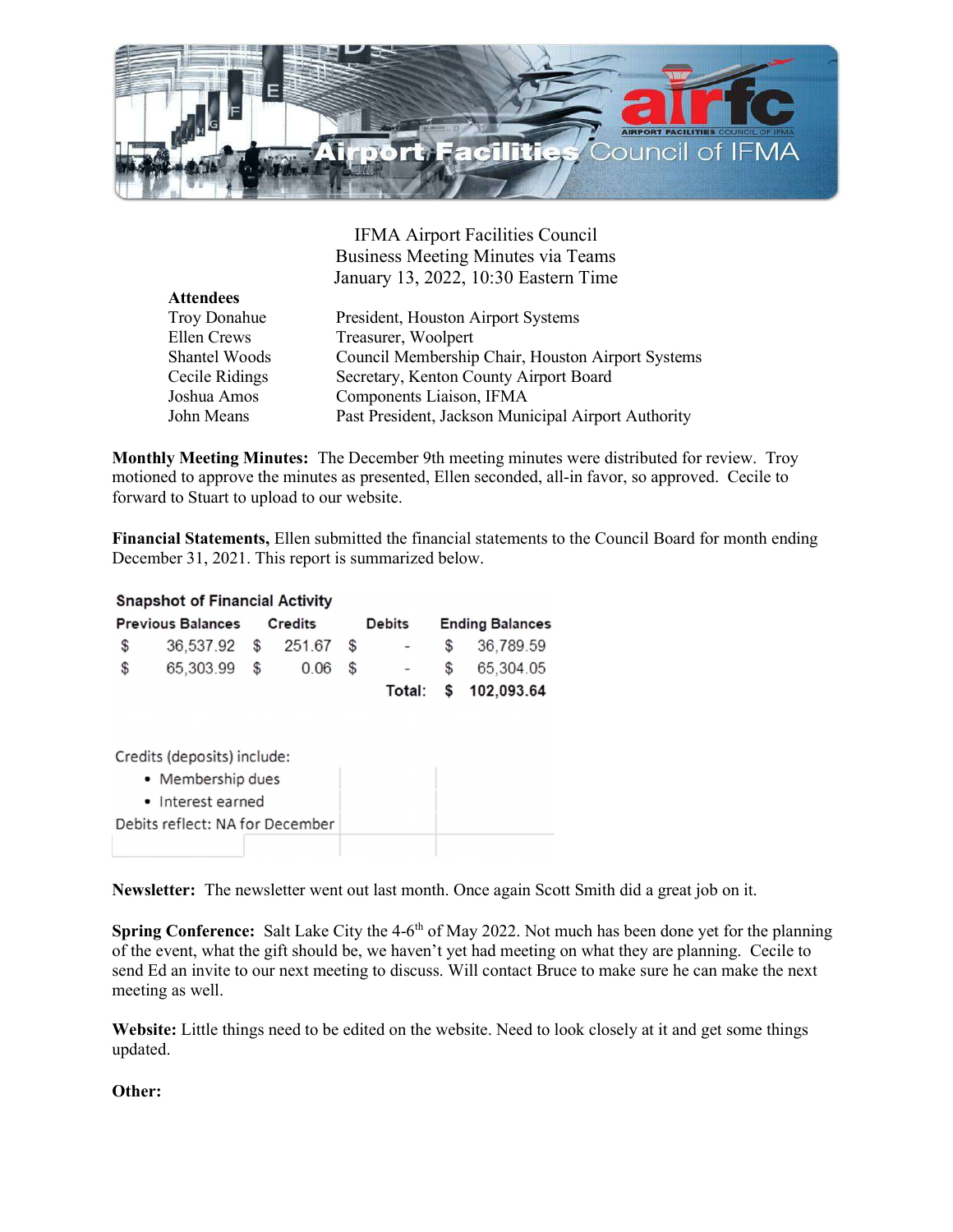# IFMA Airport Facilities Council
## Business Meeting Minutes via Teams
### January 13, 2022, 10:30 Eastern Time

**Attendees**

| | |
|---|---|
| Troy Donahue | President, Houston Airport Systems |
| Ellen Crews | Treasurer, Woolpert |
| Shantel Woods | Council Membership Chair, Houston Airport Systems |
| Cecile Ridings | Secretary, Kenton County Airport Board |
| Joshua Amos | Components Liaison, IFMA |
| John Means | Past President, Jackson Municipal Airport Authority |

**Monthly Meeting Minutes:** The December 9th meeting minutes were distributed for review. Troy motioned to approve the minutes as presented, Ellen seconded, all-in favor, so approved. Cecile to forward to Stuart to upload to our website.

**Financial Statements,** Ellen submitted the financial statements to the Council Board for month ending December 31, 2021. This report is summarized below.

**Snapshot of Financial Activity**

| Previous Balances | Credits | Debits | Ending Balances |
|---|---|---|---|
| $ 36,537.92 | $ 251.67 | $ - | $ 36,789.59 |
| $ 65,303.99 | $ 0.06 | $ - | $ 65,304.05 |
| | | **Total:** | **$ 102,093.64** |

Credits (deposits) include:

- Membership dues
- Interest earned

Debits reflect: NA for December

**Newsletter:** The newsletter went out last month. Once again Scott Smith did a great job on it.

**Spring Conference:** Salt Lake City the 4-6th of May 2022. Not much has been done yet for the planning of the event, what the gift should be, we haven't yet had meeting on what they are planning. Cecile to send Ed an invite to our next meeting to discuss. Will contact Bruce to make sure he can make the next meeting as well.

**Website:** Little things need to be edited on the website. Need to look closely at it and get some things updated.

**Other:**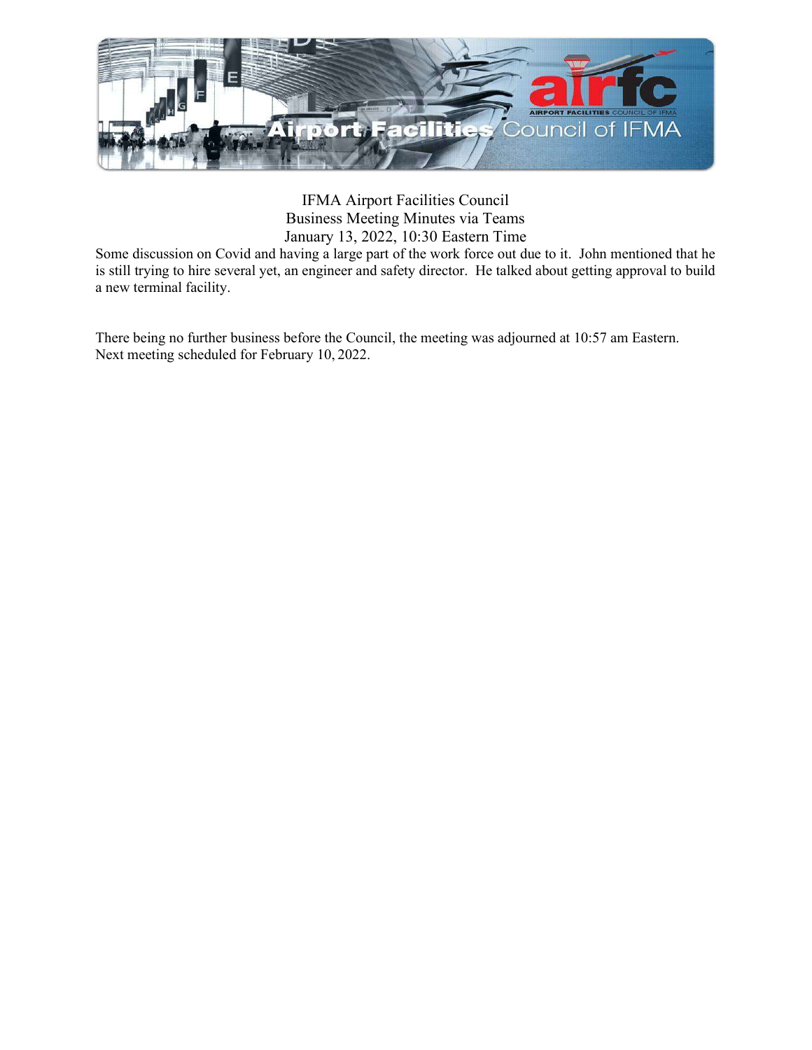IFMA Airport Facilities Council
Business Meeting Minutes via Teams
January 13, 2022, 10:30 Eastern Time

Some discussion on Covid and having a large part of the work force out due to it. John mentioned that he is still trying to hire several yet, an engineer and safety director. He talked about getting approval to build a new terminal facility.

There being no further business before the Council, the meeting was adjourned at 10:57 am Eastern.
Next meeting scheduled for February 10, 2022.